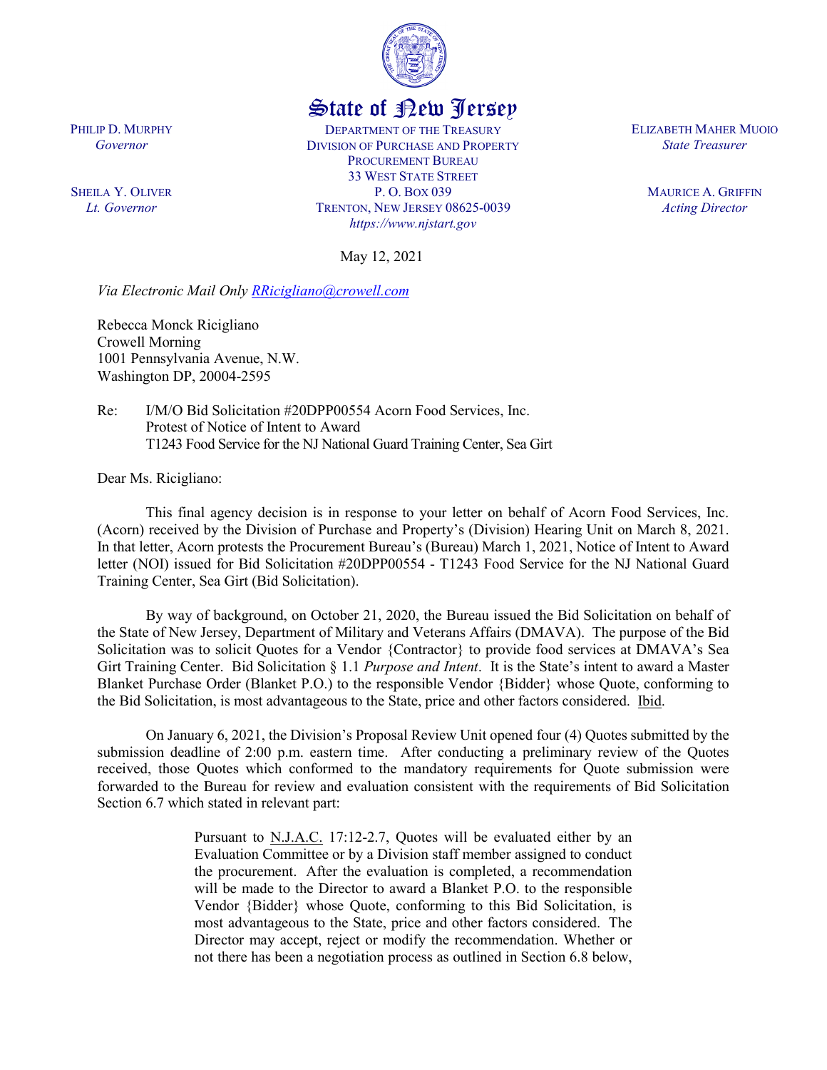State of New Jersey

PHILIP D. MURPHY
*Governor*

SHEILA Y. OLIVER
*Lt. Governor*

DEPARTMENT OF THE TREASURY
DIVISION OF PURCHASE AND PROPERTY
PROCUREMENT BUREAU
33 WEST STATE STREET
P. O. BOX 039
TRENTON, NEW JERSEY 08625-0039
*https://www.njstart.gov*

ELIZABETH MAHER MUOIO
*State Treasurer*

MAURICE A. GRIFFIN
*Acting Director*

May 12, 2021

*Via Electronic Mail Only [RRicigliano@crowell.com](mailto:RRicigliano@crowell.com)*

Rebecca Monck Ricigliano
Crowell Morning
1001 Pennsylvania Avenue, N.W.
Washington DP, 20004-2595

Re: I/M/O Bid Solicitation #20DPP00554 Acorn Food Services, Inc.
Protest of Notice of Intent to Award
T1243 Food Service for the NJ National Guard Training Center, Sea Girt

Dear Ms. Ricigliano:

This final agency decision is in response to your letter on behalf of Acorn Food Services, Inc. (Acorn) received by the Division of Purchase and Property's (Division) Hearing Unit on March 8, 2021. In that letter, Acorn protests the Procurement Bureau's (Bureau) March 1, 2021, Notice of Intent to Award letter (NOI) issued for Bid Solicitation #20DPP00554 - T1243 Food Service for the NJ National Guard Training Center, Sea Girt (Bid Solicitation).

By way of background, on October 21, 2020, the Bureau issued the Bid Solicitation on behalf of the State of New Jersey, Department of Military and Veterans Affairs (DMAVA). The purpose of the Bid Solicitation was to solicit Quotes for a Vendor {Contractor} to provide food services at DMAVA's Sea Girt Training Center. Bid Solicitation § 1.1 *Purpose and Intent*. It is the State's intent to award a Master Blanket Purchase Order (Blanket P.O.) to the responsible Vendor {Bidder} whose Quote, conforming to the Bid Solicitation, is most advantageous to the State, price and other factors considered. Ibid.

On January 6, 2021, the Division's Proposal Review Unit opened four (4) Quotes submitted by the submission deadline of 2:00 p.m. eastern time. After conducting a preliminary review of the Quotes received, those Quotes which conformed to the mandatory requirements for Quote submission were forwarded to the Bureau for review and evaluation consistent with the requirements of Bid Solicitation Section 6.7 which stated in relevant part:

> Pursuant to N.J.A.C. 17:12-2.7, Quotes will be evaluated either by an Evaluation Committee or by a Division staff member assigned to conduct the procurement. After the evaluation is completed, a recommendation will be made to the Director to award a Blanket P.O. to the responsible Vendor {Bidder} whose Quote, conforming to this Bid Solicitation, is most advantageous to the State, price and other factors considered. The Director may accept, reject or modify the recommendation. Whether or not there has been a negotiation process as outlined in Section 6.8 below,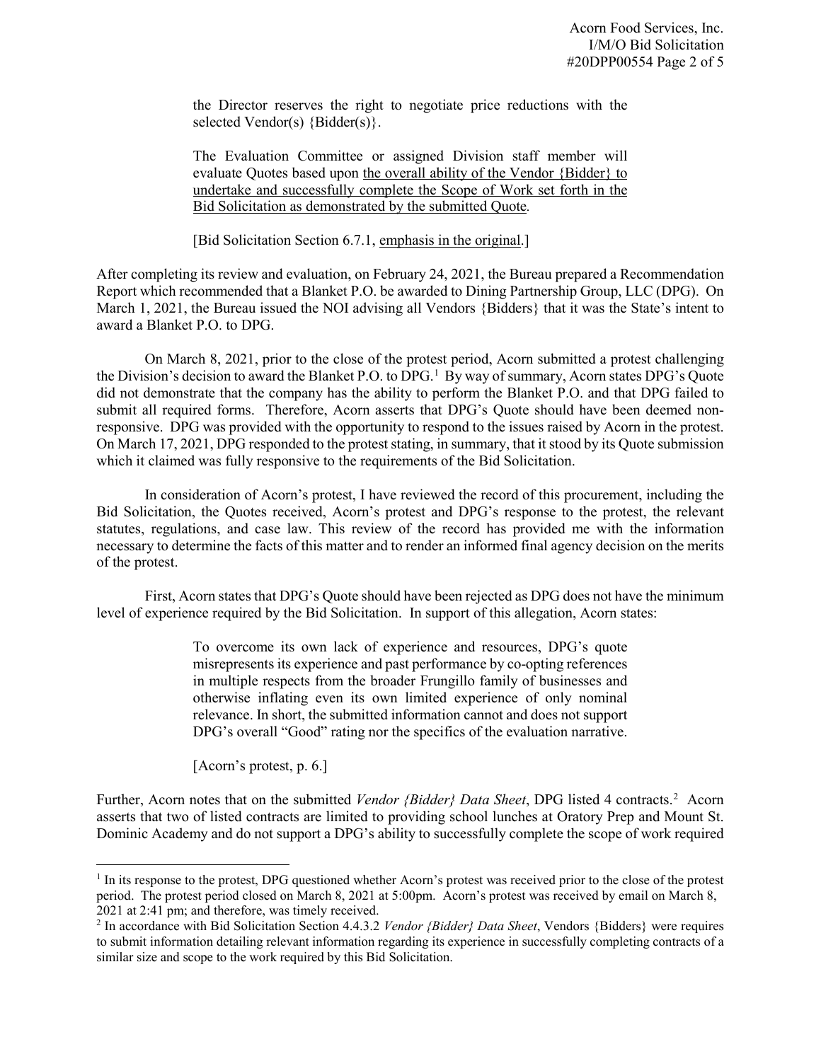> the Director reserves the right to negotiate price reductions with the selected Vendor(s) {Bidder(s)}.
>
> The Evaluation Committee or assigned Division staff member will evaluate Quotes based upon the overall ability of the Vendor {Bidder} to undertake and successfully complete the Scope of Work set forth in the Bid Solicitation as demonstrated by the submitted Quote.
>
> [Bid Solicitation Section 6.7.1, emphasis in the original.]

After completing its review and evaluation, on February 24, 2021, the Bureau prepared a Recommendation Report which recommended that a Blanket P.O. be awarded to Dining Partnership Group, LLC (DPG). On March 1, 2021, the Bureau issued the NOI advising all Vendors {Bidders} that it was the State's intent to award a Blanket P.O. to DPG.

On March 8, 2021, prior to the close of the protest period, Acorn submitted a protest challenging the Division's decision to award the Blanket P.O. to DPG.[1] By way of summary, Acorn states DPG's Quote did not demonstrate that the company has the ability to perform the Blanket P.O. and that DPG failed to submit all required forms. Therefore, Acorn asserts that DPG's Quote should have been deemed non-responsive. DPG was provided with the opportunity to respond to the issues raised by Acorn in the protest. On March 17, 2021, DPG responded to the protest stating, in summary, that it stood by its Quote submission which it claimed was fully responsive to the requirements of the Bid Solicitation.

In consideration of Acorn's protest, I have reviewed the record of this procurement, including the Bid Solicitation, the Quotes received, Acorn's protest and DPG's response to the protest, the relevant statutes, regulations, and case law. This review of the record has provided me with the information necessary to determine the facts of this matter and to render an informed final agency decision on the merits of the protest.

First, Acorn states that DPG's Quote should have been rejected as DPG does not have the minimum level of experience required by the Bid Solicitation. In support of this allegation, Acorn states:

> To overcome its own lack of experience and resources, DPG's quote misrepresents its experience and past performance by co-opting references in multiple respects from the broader Frungillo family of businesses and otherwise inflating even its own limited experience of only nominal relevance. In short, the submitted information cannot and does not support DPG's overall "Good" rating nor the specifics of the evaluation narrative.
>
> [Acorn's protest, p. 6.]

Further, Acorn notes that on the submitted *Vendor {Bidder} Data Sheet*, DPG listed 4 contracts.[2] Acorn asserts that two of listed contracts are limited to providing school lunches at Oratory Prep and Mount St. Dominic Academy and do not support a DPG's ability to successfully complete the scope of work required

---

[1] In its response to the protest, DPG questioned whether Acorn's protest was received prior to the close of the protest period. The protest period closed on March 8, 2021 at 5:00pm. Acorn's protest was received by email on March 8, 2021 at 2:41 pm; and therefore, was timely received.

[2] In accordance with Bid Solicitation Section 4.4.3.2 *Vendor {Bidder} Data Sheet*, Vendors {Bidders} were requires to submit information detailing relevant information regarding its experience in successfully completing contracts of a similar size and scope to the work required by this Bid Solicitation.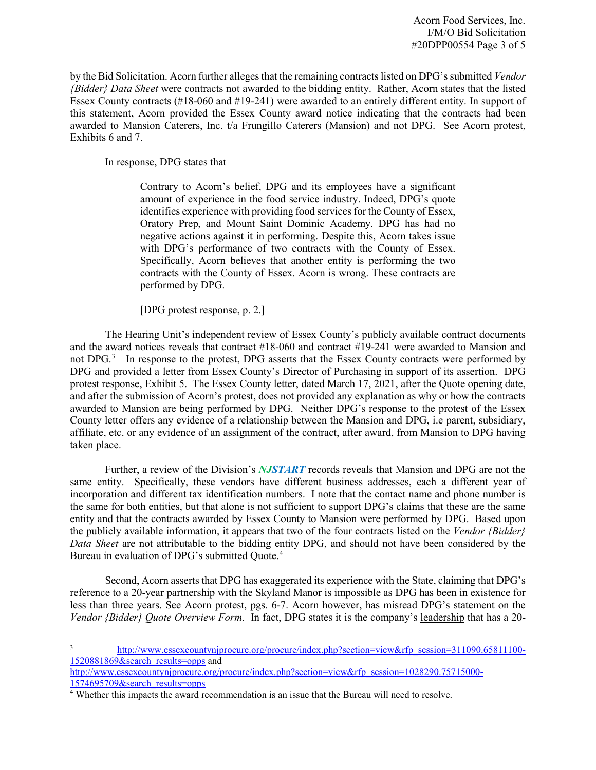by the Bid Solicitation. Acorn further alleges that the remaining contracts listed on DPG's submitted *Vendor {Bidder} Data Sheet* were contracts not awarded to the bidding entity. Rather, Acorn states that the listed Essex County contracts (#18-060 and #19-241) were awarded to an entirely different entity. In support of this statement, Acorn provided the Essex County award notice indicating that the contracts had been awarded to Mansion Caterers, Inc. t/a Frungillo Caterers (Mansion) and not DPG. See Acorn protest, Exhibits 6 and 7.

In response, DPG states that

> Contrary to Acorn's belief, DPG and its employees have a significant amount of experience in the food service industry. Indeed, DPG's quote identifies experience with providing food services for the County of Essex, Oratory Prep, and Mount Saint Dominic Academy. DPG has had no negative actions against it in performing. Despite this, Acorn takes issue with DPG's performance of two contracts with the County of Essex. Specifically, Acorn believes that another entity is performing the two contracts with the County of Essex. Acorn is wrong. These contracts are performed by DPG.
>
> [DPG protest response, p. 2.]

The Hearing Unit's independent review of Essex County's publicly available contract documents and the award notices reveals that contract #18-060 and contract #19-241 were awarded to Mansion and not DPG.[3] In response to the protest, DPG asserts that the Essex County contracts were performed by DPG and provided a letter from Essex County's Director of Purchasing in support of its assertion. DPG protest response, Exhibit 5. The Essex County letter, dated March 17, 2021, after the Quote opening date, and after the submission of Acorn's protest, does not provided any explanation as why or how the contracts awarded to Mansion are being performed by DPG. Neither DPG's response to the protest of the Essex County letter offers any evidence of a relationship between the Mansion and DPG, i.e parent, subsidiary, affiliate, etc. or any evidence of an assignment of the contract, after award, from Mansion to DPG having taken place.

Further, a review of the Division's ***NJSTART*** records reveals that Mansion and DPG are not the same entity. Specifically, these vendors have different business addresses, each a different year of incorporation and different tax identification numbers. I note that the contact name and phone number is the same for both entities, but that alone is not sufficient to support DPG's claims that these are the same entity and that the contracts awarded by Essex County to Mansion were performed by DPG. Based upon the publicly available information, it appears that two of the four contracts listed on the *Vendor {Bidder} Data Sheet* are not attributable to the bidding entity DPG, and should not have been considered by the Bureau in evaluation of DPG's submitted Quote.[4]

Second, Acorn asserts that DPG has exaggerated its experience with the State, claiming that DPG's reference to a 20-year partnership with the Skyland Manor is impossible as DPG has been in existence for less than three years. See Acorn protest, pgs. 6-7. Acorn however, has misread DPG's statement on the *Vendor {Bidder} Quote Overview Form*. In fact, DPG states it is the company's <u>leadership</u> that has a 20-

---

[3] http://www.essexcountynjprocure.org/procure/index.php?section=view&rfp_session=311090.65811100-1520881869&search_results=opps and http://www.essexcountynjprocure.org/procure/index.php?section=view&rfp_session=1028290.75715000-1574695709&search_results=opps

[4] Whether this impacts the award recommendation is an issue that the Bureau will need to resolve.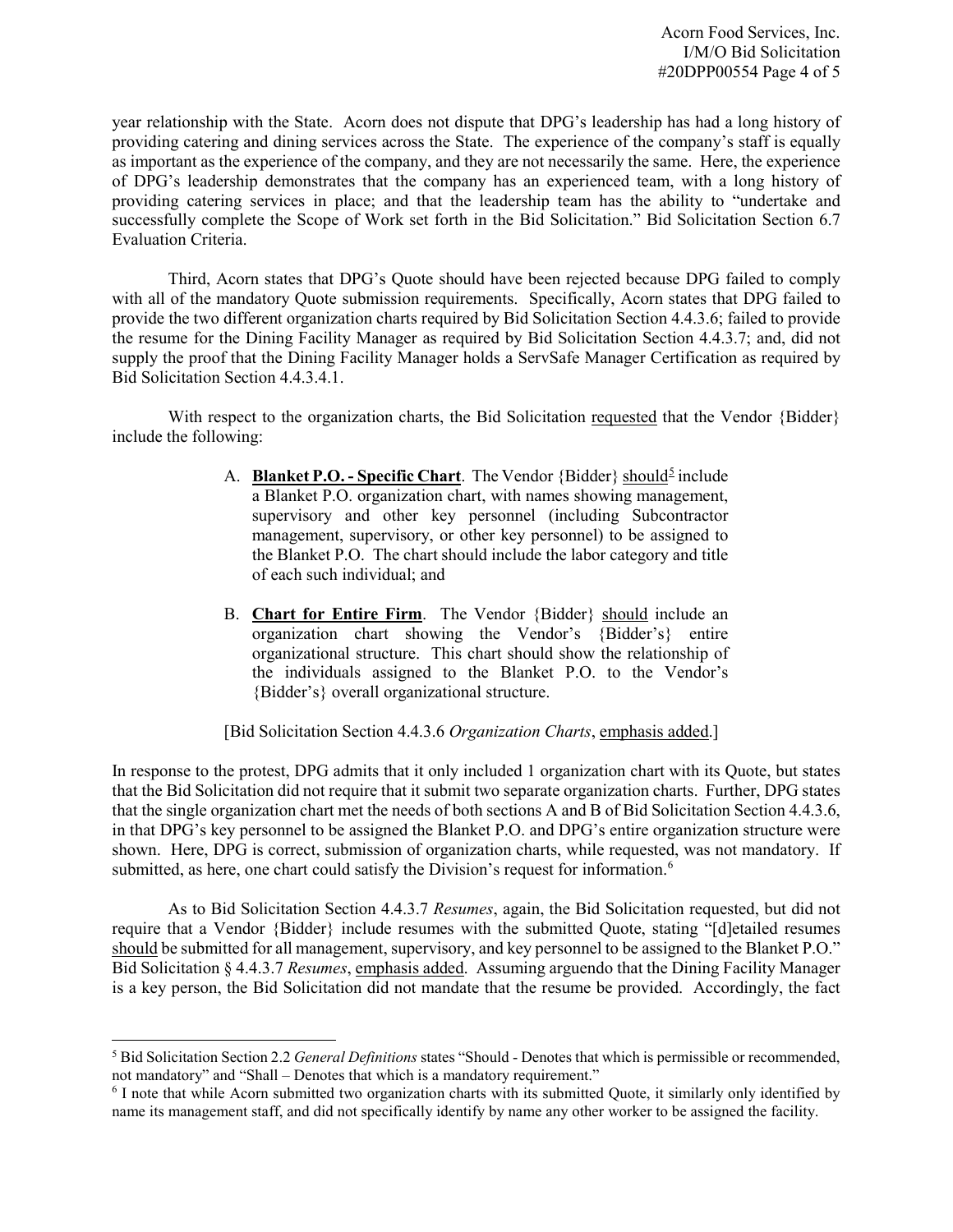year relationship with the State. Acorn does not dispute that DPG's leadership has had a long history of providing catering and dining services across the State. The experience of the company's staff is equally as important as the experience of the company, and they are not necessarily the same. Here, the experience of DPG's leadership demonstrates that the company has an experienced team, with a long history of providing catering services in place; and that the leadership team has the ability to "undertake and successfully complete the Scope of Work set forth in the Bid Solicitation." Bid Solicitation Section 6.7 Evaluation Criteria.

Third, Acorn states that DPG's Quote should have been rejected because DPG failed to comply with all of the mandatory Quote submission requirements. Specifically, Acorn states that DPG failed to provide the two different organization charts required by Bid Solicitation Section 4.4.3.6; failed to provide the resume for the Dining Facility Manager as required by Bid Solicitation Section 4.4.3.7; and, did not supply the proof that the Dining Facility Manager holds a ServSafe Manager Certification as required by Bid Solicitation Section 4.4.3.4.1.

With respect to the organization charts, the Bid Solicitation requested that the Vendor {Bidder} include the following:

> A. **Blanket P.O. - Specific Chart**. The Vendor {Bidder} should[5] include a Blanket P.O. organization chart, with names showing management, supervisory and other key personnel (including Subcontractor management, supervisory, or other key personnel) to be assigned to the Blanket P.O. The chart should include the labor category and title of each such individual; and
>
> B. **Chart for Entire Firm**. The Vendor {Bidder} should include an organization chart showing the Vendor's {Bidder's} entire organizational structure. This chart should show the relationship of the individuals assigned to the Blanket P.O. to the Vendor's {Bidder's} overall organizational structure.
>
> [Bid Solicitation Section 4.4.3.6 *Organization Charts*, emphasis added.]

In response to the protest, DPG admits that it only included 1 organization chart with its Quote, but states that the Bid Solicitation did not require that it submit two separate organization charts. Further, DPG states that the single organization chart met the needs of both sections A and B of Bid Solicitation Section 4.4.3.6, in that DPG's key personnel to be assigned the Blanket P.O. and DPG's entire organization structure were shown. Here, DPG is correct, submission of organization charts, while requested, was not mandatory. If submitted, as here, one chart could satisfy the Division's request for information.[6]

As to Bid Solicitation Section 4.4.3.7 *Resumes*, again, the Bid Solicitation requested, but did not require that a Vendor {Bidder} include resumes with the submitted Quote, stating "[d]etailed resumes should be submitted for all management, supervisory, and key personnel to be assigned to the Blanket P.O." Bid Solicitation § 4.4.3.7 *Resumes*, emphasis added. Assuming arguendo that the Dining Facility Manager is a key person, the Bid Solicitation did not mandate that the resume be provided. Accordingly, the fact

---

[5] Bid Solicitation Section 2.2 *General Definitions* states "Should - Denotes that which is permissible or recommended, not mandatory" and "Shall – Denotes that which is a mandatory requirement."

[6] I note that while Acorn submitted two organization charts with its submitted Quote, it similarly only identified by name its management staff, and did not specifically identify by name any other worker to be assigned the facility.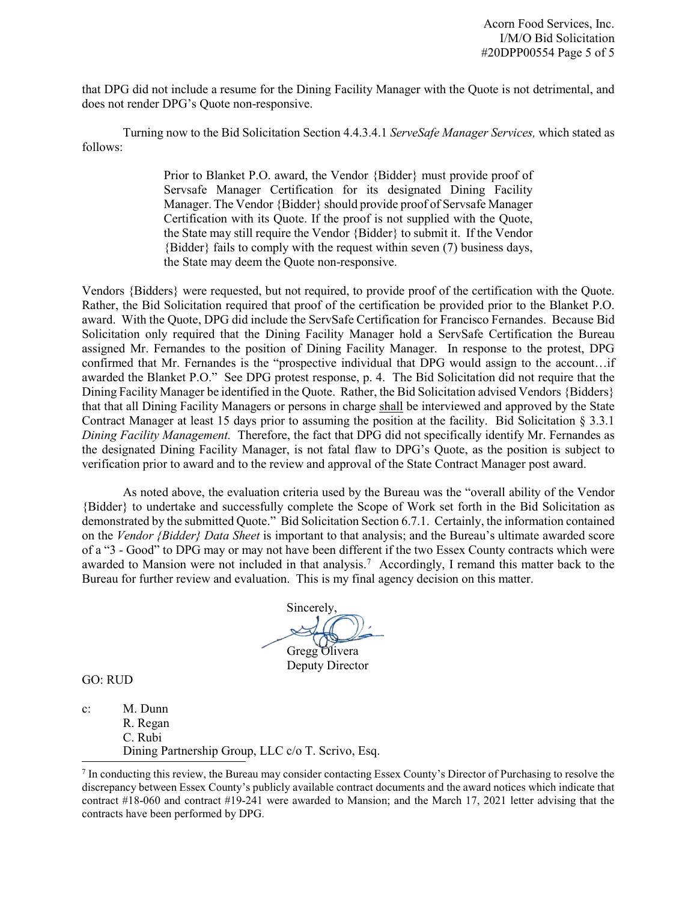that DPG did not include a resume for the Dining Facility Manager with the Quote is not detrimental, and does not render DPG's Quote non-responsive.

Turning now to the Bid Solicitation Section 4.4.3.4.1 *ServeSafe Manager Services,* which stated as follows:

> Prior to Blanket P.O. award, the Vendor {Bidder} must provide proof of Servsafe Manager Certification for its designated Dining Facility Manager. The Vendor {Bidder} should provide proof of Servsafe Manager Certification with its Quote. If the proof is not supplied with the Quote, the State may still require the Vendor {Bidder} to submit it. If the Vendor {Bidder} fails to comply with the request within seven (7) business days, the State may deem the Quote non-responsive.

Vendors {Bidders} were requested, but not required, to provide proof of the certification with the Quote. Rather, the Bid Solicitation required that proof of the certification be provided prior to the Blanket P.O. award. With the Quote, DPG did include the ServSafe Certification for Francisco Fernandes. Because Bid Solicitation only required that the Dining Facility Manager hold a ServSafe Certification the Bureau assigned Mr. Fernandes to the position of Dining Facility Manager. In response to the protest, DPG confirmed that Mr. Fernandes is the "prospective individual that DPG would assign to the account…if awarded the Blanket P.O." See DPG protest response, p. 4. The Bid Solicitation did not require that the Dining Facility Manager be identified in the Quote. Rather, the Bid Solicitation advised Vendors {Bidders} that that all Dining Facility Managers or persons in charge <u>shall</u> be interviewed and approved by the State Contract Manager at least 15 days prior to assuming the position at the facility. Bid Solicitation § 3.3.1 *Dining Facility Management.* Therefore, the fact that DPG did not specifically identify Mr. Fernandes as the designated Dining Facility Manager, is not fatal flaw to DPG's Quote, as the position is subject to verification prior to award and to the review and approval of the State Contract Manager post award.

As noted above, the evaluation criteria used by the Bureau was the "overall ability of the Vendor {Bidder} to undertake and successfully complete the Scope of Work set forth in the Bid Solicitation as demonstrated by the submitted Quote." Bid Solicitation Section 6.7.1. Certainly, the information contained on the *Vendor {Bidder} Data Sheet* is important to that analysis; and the Bureau's ultimate awarded score of a "3 - Good" to DPG may or may not have been different if the two Essex County contracts which were awarded to Mansion were not included in that analysis.[7] Accordingly, I remand this matter back to the Bureau for further review and evaluation. This is my final agency decision on this matter.

Sincerely,

Gregg Olivera
Deputy Director

GO: RUD

c: M. Dunn
R. Regan
C. Rubi
Dining Partnership Group, LLC c/o T. Scrivo, Esq.

[7] In conducting this review, the Bureau may consider contacting Essex County's Director of Purchasing to resolve the discrepancy between Essex County's publicly available contract documents and the award notices which indicate that contract #18-060 and contract #19-241 were awarded to Mansion; and the March 17, 2021 letter advising that the contracts have been performed by DPG.